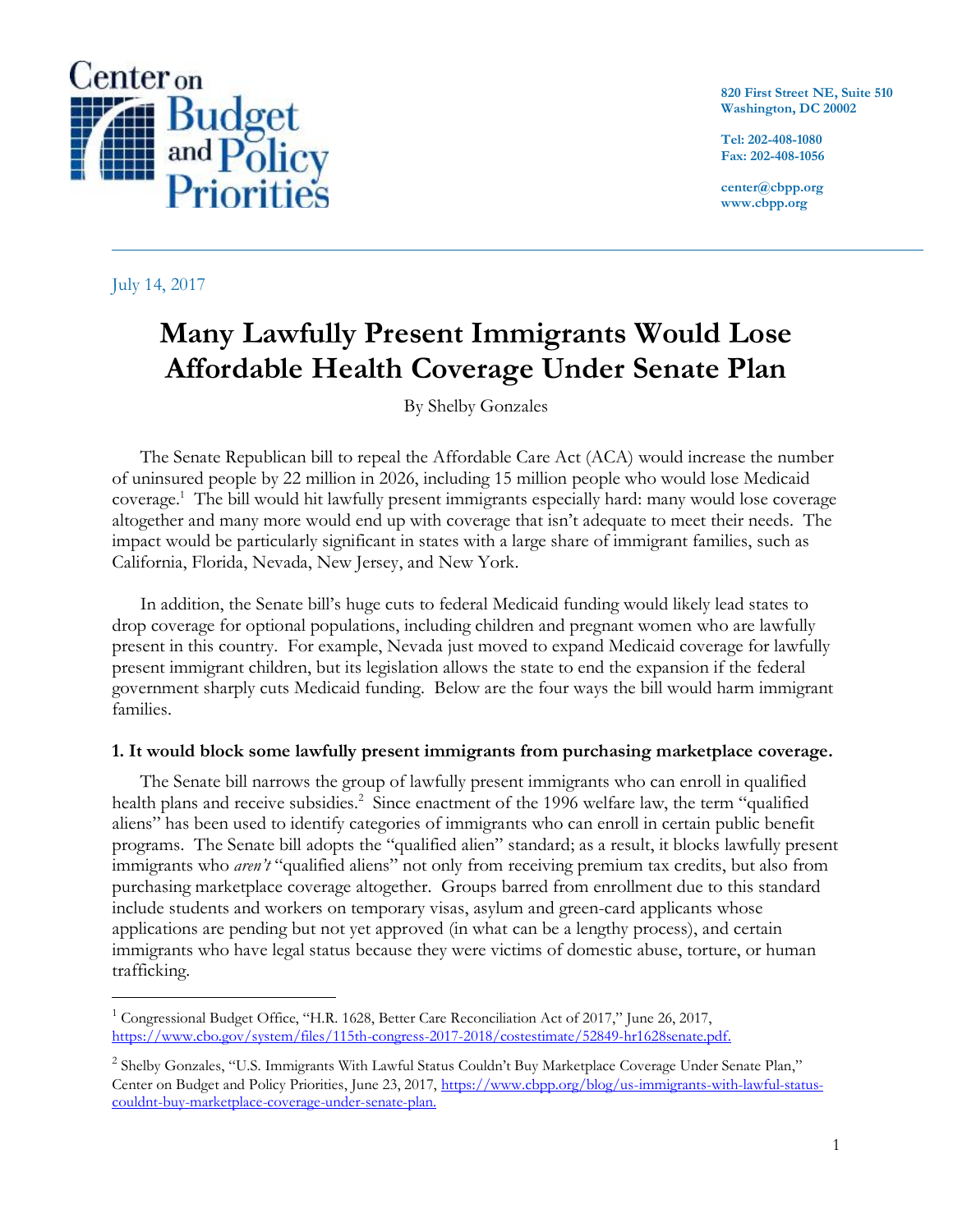Center on Budget and Policy Priorities

820 First Street NE, Suite 510
Washington, DC 20002

Tel: 202-408-1080
Fax: 202-408-1056

center@cbpp.org
www.cbpp.org

July 14, 2017

# Many Lawfully Present Immigrants Would Lose Affordable Health Coverage Under Senate Plan

By Shelby Gonzales

The Senate Republican bill to repeal the Affordable Care Act (ACA) would increase the number of uninsured people by 22 million in 2026, including 15 million people who would lose Medicaid coverage.[1] The bill would hit lawfully present immigrants especially hard: many would lose coverage altogether and many more would end up with coverage that isn't adequate to meet their needs. The impact would be particularly significant in states with a large share of immigrant families, such as California, Florida, Nevada, New Jersey, and New York.

In addition, the Senate bill's huge cuts to federal Medicaid funding would likely lead states to drop coverage for optional populations, including children and pregnant women who are lawfully present in this country. For example, Nevada just moved to expand Medicaid coverage for lawfully present immigrant children, but its legislation allows the state to end the expansion if the federal government sharply cuts Medicaid funding. Below are the four ways the bill would harm immigrant families.

**1. It would block some lawfully present immigrants from purchasing marketplace coverage.**

The Senate bill narrows the group of lawfully present immigrants who can enroll in qualified health plans and receive subsidies.[2] Since enactment of the 1996 welfare law, the term "qualified aliens" has been used to identify categories of immigrants who can enroll in certain public benefit programs. The Senate bill adopts the "qualified alien" standard; as a result, it blocks lawfully present immigrants who *aren't* "qualified aliens" not only from receiving premium tax credits, but also from purchasing marketplace coverage altogether. Groups barred from enrollment due to this standard include students and workers on temporary visas, asylum and green-card applicants whose applications are pending but not yet approved (in what can be a lengthy process), and certain immigrants who have legal status because they were victims of domestic abuse, torture, or human trafficking.

[1] Congressional Budget Office, "H.R. 1628, Better Care Reconciliation Act of 2017," June 26, 2017, https://www.cbo.gov/system/files/115th-congress-2017-2018/costestimate/52849-hr1628senate.pdf.

[2] Shelby Gonzales, "U.S. Immigrants With Lawful Status Couldn't Buy Marketplace Coverage Under Senate Plan," Center on Budget and Policy Priorities, June 23, 2017, https://www.cbpp.org/blog/us-immigrants-with-lawful-status-couldnt-buy-marketplace-coverage-under-senate-plan.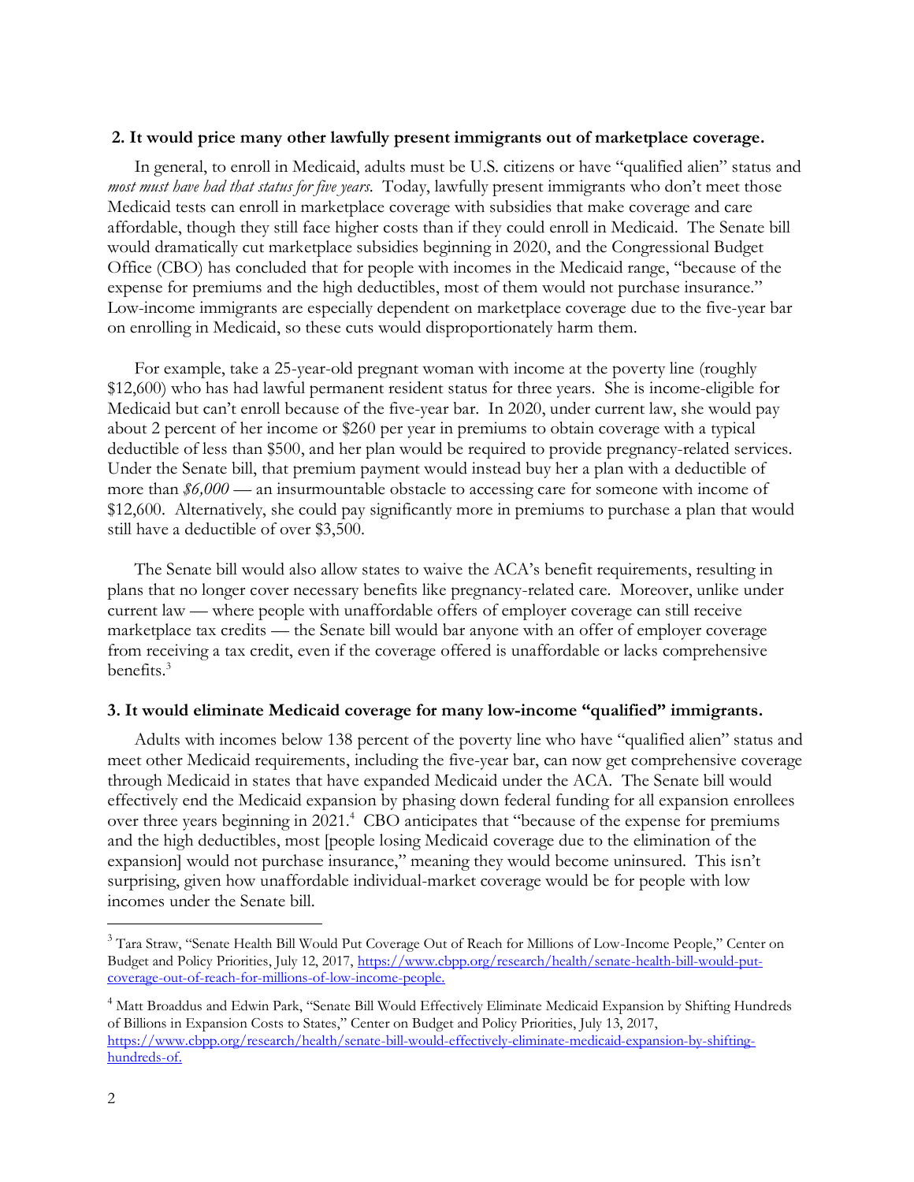### 2. It would price many other lawfully present immigrants out of marketplace coverage.

In general, to enroll in Medicaid, adults must be U.S. citizens or have "qualified alien" status and *most must have had that status for five years*. Today, lawfully present immigrants who don't meet those Medicaid tests can enroll in marketplace coverage with subsidies that make coverage and care affordable, though they still face higher costs than if they could enroll in Medicaid. The Senate bill would dramatically cut marketplace subsidies beginning in 2020, and the Congressional Budget Office (CBO) has concluded that for people with incomes in the Medicaid range, "because of the expense for premiums and the high deductibles, most of them would not purchase insurance." Low-income immigrants are especially dependent on marketplace coverage due to the five-year bar on enrolling in Medicaid, so these cuts would disproportionately harm them.

For example, take a 25-year-old pregnant woman with income at the poverty line (roughly $12,600) who has had lawful permanent resident status for three years. She is income-eligible for Medicaid but can't enroll because of the five-year bar. In 2020, under current law, she would pay about 2 percent of her income or $260 per year in premiums to obtain coverage with a typical deductible of less than $500, and her plan would be required to provide pregnancy-related services. Under the Senate bill, that premium payment would instead buy her a plan with a deductible of more than *$6,000* — an insurmountable obstacle to accessing care for someone with income of $12,600. Alternatively, she could pay significantly more in premiums to purchase a plan that would still have a deductible of over $3,500.

The Senate bill would also allow states to waive the ACA's benefit requirements, resulting in plans that no longer cover necessary benefits like pregnancy-related care. Moreover, unlike under current law — where people with unaffordable offers of employer coverage can still receive marketplace tax credits — the Senate bill would bar anyone with an offer of employer coverage from receiving a tax credit, even if the coverage offered is unaffordable or lacks comprehensive benefits.[3]

### 3. It would eliminate Medicaid coverage for many low-income "qualified" immigrants.

Adults with incomes below 138 percent of the poverty line who have "qualified alien" status and meet other Medicaid requirements, including the five-year bar, can now get comprehensive coverage through Medicaid in states that have expanded Medicaid under the ACA. The Senate bill would effectively end the Medicaid expansion by phasing down federal funding for all expansion enrollees over three years beginning in 2021.[4] CBO anticipates that "because of the expense for premiums and the high deductibles, most [people losing Medicaid coverage due to the elimination of the expansion] would not purchase insurance," meaning they would become uninsured. This isn't surprising, given how unaffordable individual-market coverage would be for people with low incomes under the Senate bill.

---

[3] Tara Straw, "Senate Health Bill Would Put Coverage Out of Reach for Millions of Low-Income People," Center on Budget and Policy Priorities, July 12, 2017, https://www.cbpp.org/research/health/senate-health-bill-would-put-coverage-out-of-reach-for-millions-of-low-income-people.

[4] Matt Broaddus and Edwin Park, "Senate Bill Would Effectively Eliminate Medicaid Expansion by Shifting Hundreds of Billions in Expansion Costs to States," Center on Budget and Policy Priorities, July 13, 2017, https://www.cbpp.org/research/health/senate-bill-would-effectively-eliminate-medicaid-expansion-by-shifting-hundreds-of.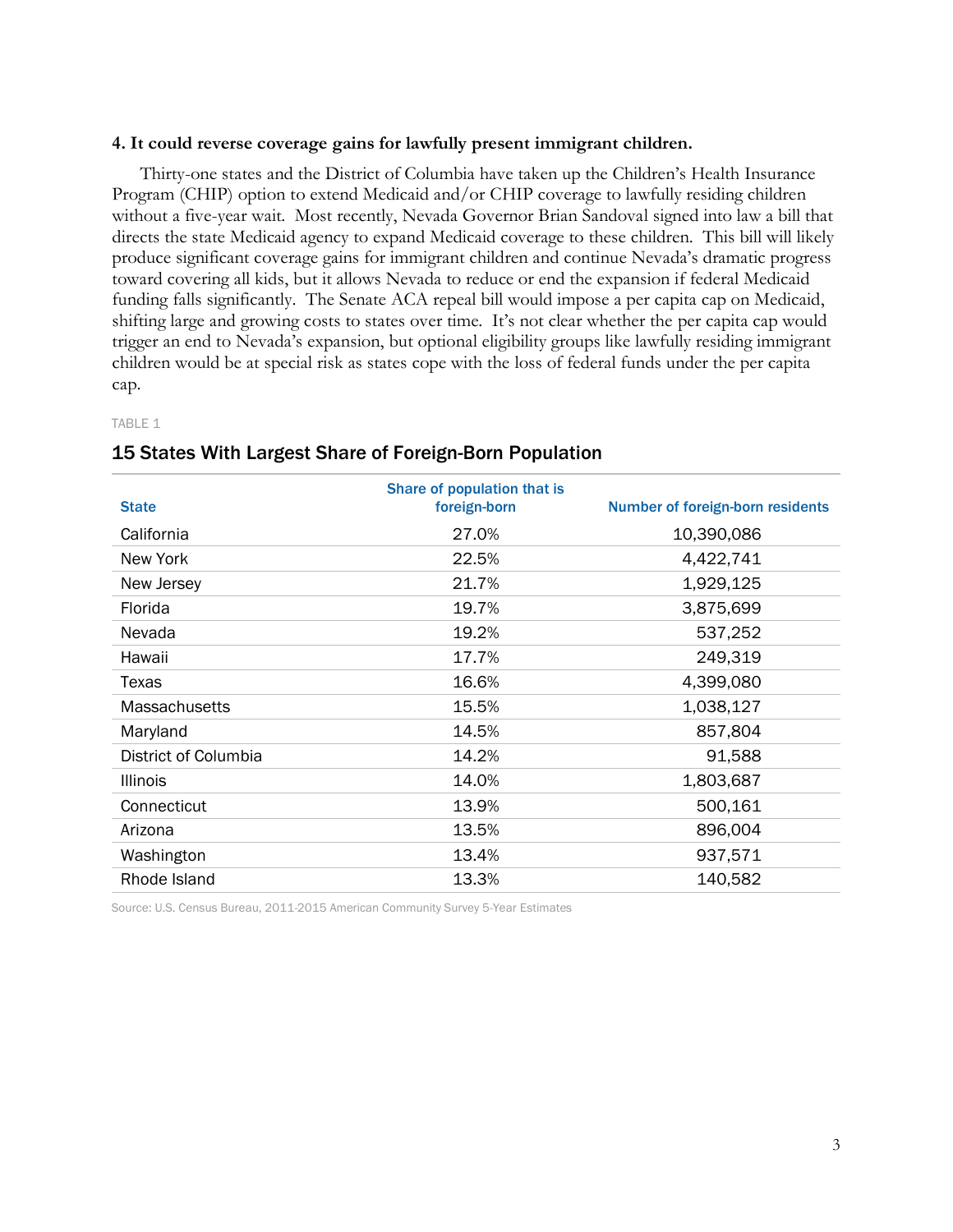**4. It could reverse coverage gains for lawfully present immigrant children.**

Thirty-one states and the District of Columbia have taken up the Children's Health Insurance Program (CHIP) option to extend Medicaid and/or CHIP coverage to lawfully residing children without a five-year wait. Most recently, Nevada Governor Brian Sandoval signed into law a bill that directs the state Medicaid agency to expand Medicaid coverage to these children. This bill will likely produce significant coverage gains for immigrant children and continue Nevada's dramatic progress toward covering all kids, but it allows Nevada to reduce or end the expansion if federal Medicaid funding falls significantly. The Senate ACA repeal bill would impose a per capita cap on Medicaid, shifting large and growing costs to states over time. It's not clear whether the per capita cap would trigger an end to Nevada's expansion, but optional eligibility groups like lawfully residing immigrant children would be at special risk as states cope with the loss of federal funds under the per capita cap.

TABLE 1

## 15 States With Largest Share of Foreign-Born Population

| State | Share of population that is foreign-born | Number of foreign-born residents |
|---|---|---|
| California | 27.0% | 10,390,086 |
| New York | 22.5% | 4,422,741 |
| New Jersey | 21.7% | 1,929,125 |
| Florida | 19.7% | 3,875,699 |
| Nevada | 19.2% | 537,252 |
| Hawaii | 17.7% | 249,319 |
| Texas | 16.6% | 4,399,080 |
| Massachusetts | 15.5% | 1,038,127 |
| Maryland | 14.5% | 857,804 |
| District of Columbia | 14.2% | 91,588 |
| Illinois | 14.0% | 1,803,687 |
| Connecticut | 13.9% | 500,161 |
| Arizona | 13.5% | 896,004 |
| Washington | 13.4% | 937,571 |
| Rhode Island | 13.3% | 140,582 |

Source: U.S. Census Bureau, 2011-2015 American Community Survey 5-Year Estimates